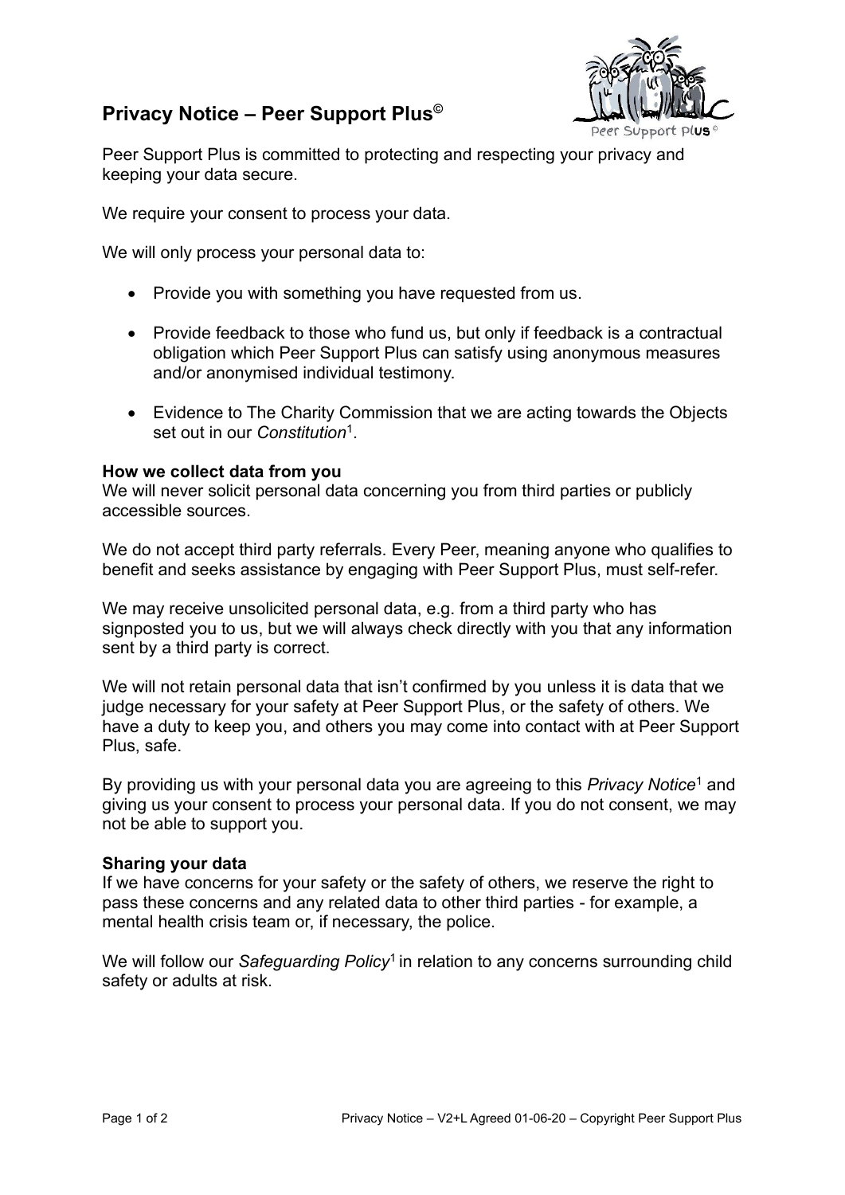# Privacy Notice – Peer Support Plus©

Peer Support Plus is committed to protecting and respecting your privacy and keeping your data secure.

We require your consent to process your data.

We will only process your personal data to:

- Provide you with something you have requested from us.
- Provide feedback to those who fund us, but only if feedback is a contractual obligation which Peer Support Plus can satisfy using anonymous measures and/or anonymised individual testimony.
- Evidence to The Charity Commission that we are acting towards the Objects set out in our *Constitution*[1].

**How we collect data from you**

We will never solicit personal data concerning you from third parties or publicly accessible sources.

We do not accept third party referrals. Every Peer, meaning anyone who qualifies to benefit and seeks assistance by engaging with Peer Support Plus, must self-refer.

We may receive unsolicited personal data, e.g. from a third party who has signposted you to us, but we will always check directly with you that any information sent by a third party is correct.

We will not retain personal data that isn't confirmed by you unless it is data that we judge necessary for your safety at Peer Support Plus, or the safety of others. We have a duty to keep you, and others you may come into contact with at Peer Support Plus, safe.

By providing us with your personal data you are agreeing to this *Privacy Notice*[1] and giving us your consent to process your personal data. If you do not consent, we may not be able to support you.

**Sharing your data**

If we have concerns for your safety or the safety of others, we reserve the right to pass these concerns and any related data to other third parties - for example, a mental health crisis team or, if necessary, the police.

We will follow our *Safeguarding Policy*[1] in relation to any concerns surrounding child safety or adults at risk.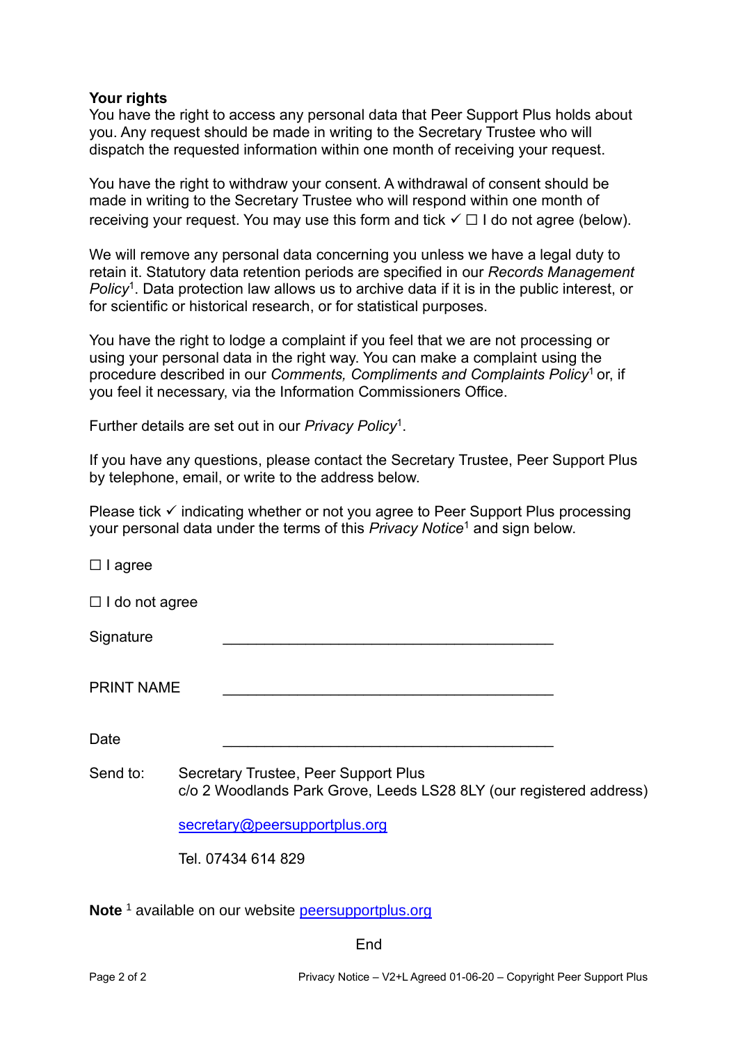**Your rights**

You have the right to access any personal data that Peer Support Plus holds about you. Any request should be made in writing to the Secretary Trustee who will dispatch the requested information within one month of receiving your request.

You have the right to withdraw your consent. A withdrawal of consent should be made in writing to the Secretary Trustee who will respond within one month of receiving your request. You may use this form and tick ✓ ☐ I do not agree (below).

We will remove any personal data concerning you unless we have a legal duty to retain it. Statutory data retention periods are specified in our *Records Management Policy*[1]. Data protection law allows us to archive data if it is in the public interest, or for scientific or historical research, or for statistical purposes.

You have the right to lodge a complaint if you feel that we are not processing or using your personal data in the right way. You can make a complaint using the procedure described in our *Comments, Compliments and Complaints Policy*[1] or, if you feel it necessary, via the Information Commissioners Office.

Further details are set out in our *Privacy Policy*[1].

If you have any questions, please contact the Secretary Trustee, Peer Support Plus by telephone, email, or write to the address below.

Please tick ✓ indicating whether or not you agree to Peer Support Plus processing your personal data under the terms of this *Privacy Notice*[1] and sign below.

☐ I agree

☐ I do not agree

Signature ________________________________________

PRINT NAME ________________________________________

Date ________________________________________

Send to: Secretary Trustee, Peer Support Plus
c/o 2 Woodlands Park Grove, Leeds LS28 8LY (our registered address)

secretary@peersupportplus.org

Tel. 07434 614 829

**Note** [1] available on our website peersupportplus.org

End